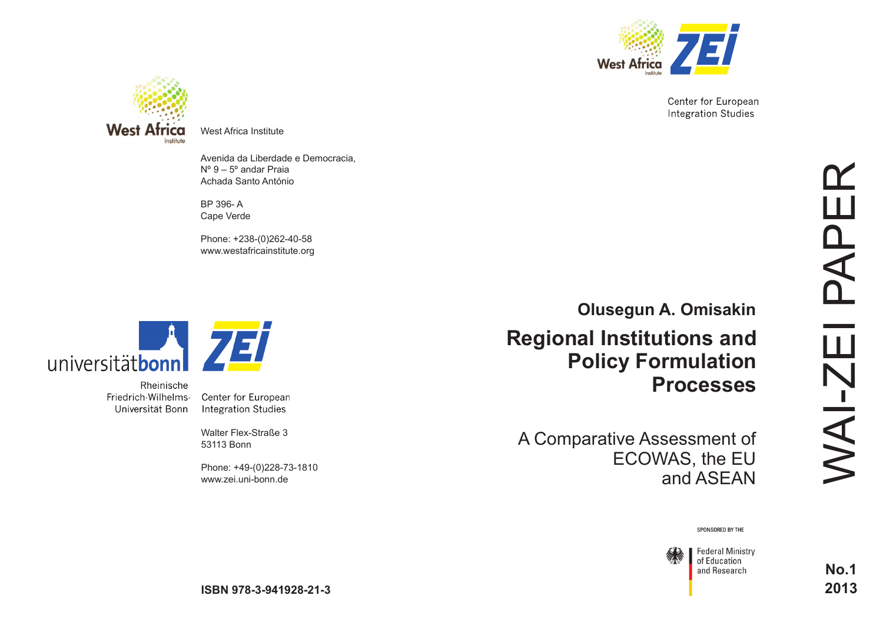West Africa Institute

Avenida da Liberdade e Democracia,
Nº 9 – 5º andar Praia
Achada Santo António

BP 396- A
Cape Verde

Phone: +238-(0)262-40-58
www.westafricainstitute.org

universitätbonn

Rheinische
Friedrich-Wilhelms-
Universität Bonn

Center for European
Integration Studies

Walter Flex-Straße 3
53113 Bonn

Phone: +49-(0)228-73-1810
www.zei.uni-bonn.de

**ISBN 978-3-941928-21-3**

West Africa Institute

ZEI

Center for European
Integration Studies

WAI-ZEI PAPER

**Olusegun A. Omisakin**

# Regional Institutions and Policy Formulation Processes

## A Comparative Assessment of ECOWAS, the EU and ASEAN

SPONSORED BY THE

Federal Ministry
of Education
and Research

**No.1**
**2013**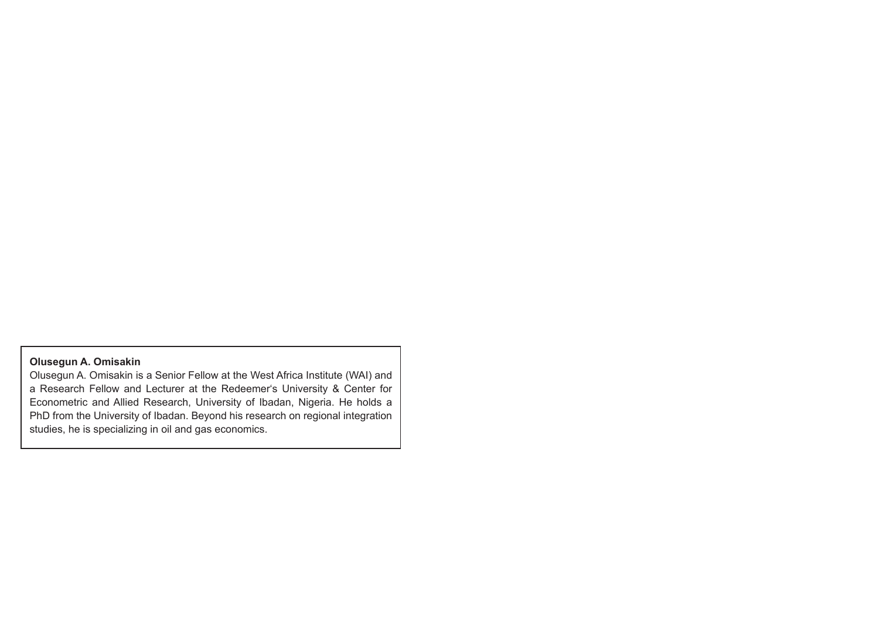**Olusegun A. Omisakin**

Olusegun A. Omisakin is a Senior Fellow at the West Africa Institute (WAI) and a Research Fellow and Lecturer at the Redeemer's University & Center for Econometric and Allied Research, University of Ibadan, Nigeria. He holds a PhD from the University of Ibadan. Beyond his research on regional integration studies, he is specializing in oil and gas economics.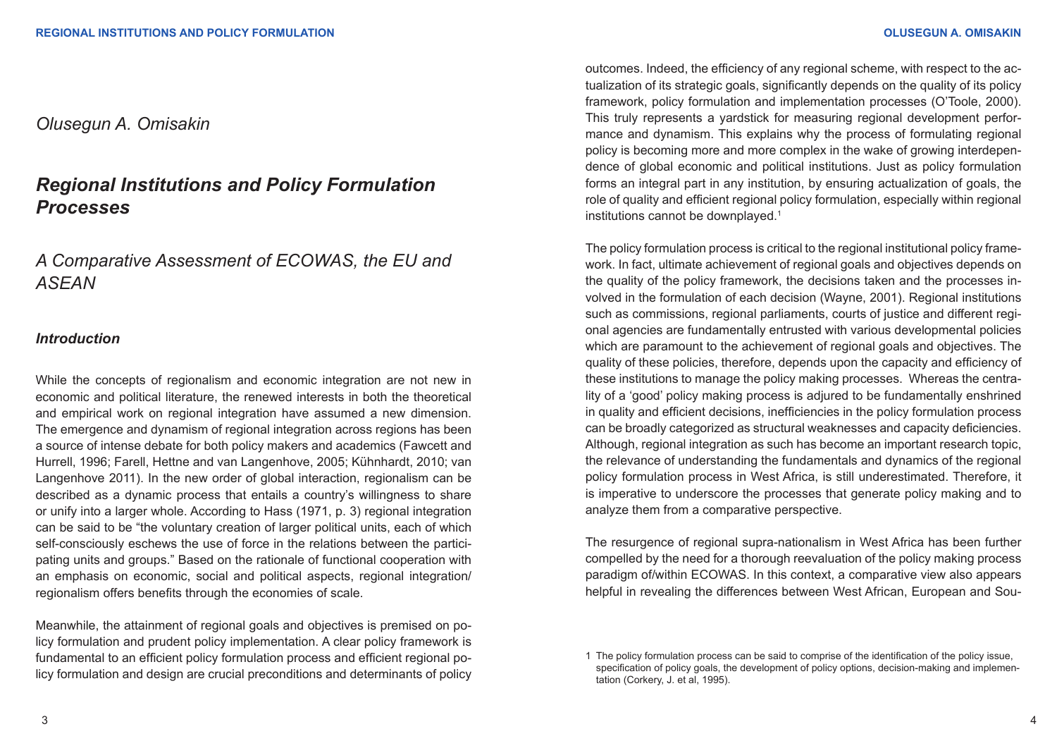*Olusegun A. Omisakin*

# *Regional Institutions and Policy Formulation Processes*

## *A Comparative Assessment of ECOWAS, the EU and ASEAN*

### *Introduction*

While the concepts of regionalism and economic integration are not new in economic and political literature, the renewed interests in both the theoretical and empirical work on regional integration have assumed a new dimension. The emergence and dynamism of regional integration across regions has been a source of intense debate for both policy makers and academics (Fawcett and Hurrell, 1996; Farell, Hettne and van Langenhove, 2005; Kühnhardt, 2010; van Langenhove 2011). In the new order of global interaction, regionalism can be described as a dynamic process that entails a country's willingness to share or unify into a larger whole. According to Hass (1971, p. 3) regional integration can be said to be "the voluntary creation of larger political units, each of which self-consciously eschews the use of force in the relations between the participating units and groups." Based on the rationale of functional cooperation with an emphasis on economic, social and political aspects, regional integration/regionalism offers benefits through the economies of scale.

Meanwhile, the attainment of regional goals and objectives is premised on policy formulation and prudent policy implementation. A clear policy framework is fundamental to an efficient policy formulation process and efficient regional policy formulation and design are crucial preconditions and determinants of policy outcomes. Indeed, the efficiency of any regional scheme, with respect to the actualization of its strategic goals, significantly depends on the quality of its policy framework, policy formulation and implementation processes (O'Toole, 2000). This truly represents a yardstick for measuring regional development performance and dynamism. This explains why the process of formulating regional policy is becoming more and more complex in the wake of growing interdependence of global economic and political institutions. Just as policy formulation forms an integral part in any institution, by ensuring actualization of goals, the role of quality and efficient regional policy formulation, especially within regional institutions cannot be downplayed.[1]

The policy formulation process is critical to the regional institutional policy framework. In fact, ultimate achievement of regional goals and objectives depends on the quality of the policy framework, the decisions taken and the processes involved in the formulation of each decision (Wayne, 2001). Regional institutions such as commissions, regional parliaments, courts of justice and different regional agencies are fundamentally entrusted with various developmental policies which are paramount to the achievement of regional goals and objectives. The quality of these policies, therefore, depends upon the capacity and efficiency of these institutions to manage the policy making processes. Whereas the centrality of a 'good' policy making process is adjured to be fundamentally enshrined in quality and efficient decisions, inefficiencies in the policy formulation process can be broadly categorized as structural weaknesses and capacity deficiencies. Although, regional integration as such has become an important research topic, the relevance of understanding the fundamentals and dynamics of the regional policy formulation process in West Africa, is still underestimated. Therefore, it is imperative to underscore the processes that generate policy making and to analyze them from a comparative perspective.

The resurgence of regional supra-nationalism in West Africa has been further compelled by the need for a thorough reevaluation of the policy making process paradigm of/within ECOWAS. In this context, a comparative view also appears helpful in revealing the differences between West African, European and Sou-

---

[1] The policy formulation process can be said to comprise of the identification of the policy issue, specification of policy goals, the development of policy options, decision-making and implementation (Corkery, J. et al, 1995).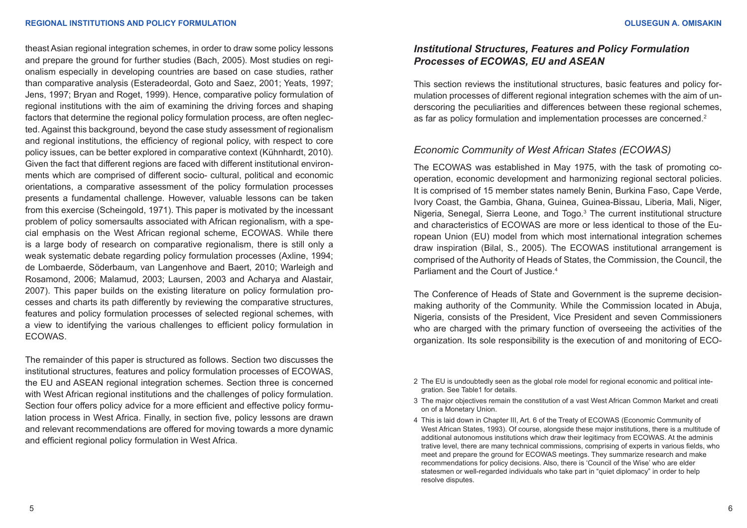theast Asian regional integration schemes, in order to draw some policy lessons and prepare the ground for further studies (Bach, 2005). Most studies on regionalism especially in developing countries are based on case studies, rather than comparative analysis (Esteradeordal, Goto and Saez, 2001; Yeats, 1997; Jens, 1997; Bryan and Roget, 1999). Hence, comparative policy formulation of regional institutions with the aim of examining the driving forces and shaping factors that determine the regional policy formulation process, are often neglected. Against this background, beyond the case study assessment of regionalism and regional institutions, the efficiency of regional policy, with respect to core policy issues, can be better explored in comparative context (Kühnhardt, 2010). Given the fact that different regions are faced with different institutional environments which are comprised of different socio- cultural, political and economic orientations, a comparative assessment of the policy formulation processes presents a fundamental challenge. However, valuable lessons can be taken from this exercise (Scheingold, 1971). This paper is motivated by the incessant problem of policy somersaults associated with African regionalism, with a special emphasis on the West African regional scheme, ECOWAS. While there is a large body of research on comparative regionalism, there is still only a weak systematic debate regarding policy formulation processes (Axline, 1994; de Lombaerde, Söderbaum, van Langenhove and Baert, 2010; Warleigh and Rosamond, 2006; Malamud, 2003; Laursen, 2003 and Acharya and Alastair, 2007). This paper builds on the existing literature on policy formulation processes and charts its path differently by reviewing the comparative structures, features and policy formulation processes of selected regional schemes, with a view to identifying the various challenges to efficient policy formulation in ECOWAS.

The remainder of this paper is structured as follows. Section two discusses the institutional structures, features and policy formulation processes of ECOWAS, the EU and ASEAN regional integration schemes. Section three is concerned with West African regional institutions and the challenges of policy formulation. Section four offers policy advice for a more efficient and effective policy formulation process in West Africa. Finally, in section five, policy lessons are drawn and relevant recommendations are offered for moving towards a more dynamic and efficient regional policy formulation in West Africa.

## *Institutional Structures, Features and Policy Formulation Processes of ECOWAS, EU and ASEAN*

This section reviews the institutional structures, basic features and policy formulation processes of different regional integration schemes with the aim of underscoring the peculiarities and differences between these regional schemes, as far as policy formulation and implementation processes are concerned.[2]

### *Economic Community of West African States (ECOWAS)*

The ECOWAS was established in May 1975, with the task of promoting cooperation, economic development and harmonizing regional sectoral policies. It is comprised of 15 member states namely Benin, Burkina Faso, Cape Verde, Ivory Coast, the Gambia, Ghana, Guinea, Guinea-Bissau, Liberia, Mali, Niger, Nigeria, Senegal, Sierra Leone, and Togo.[3] The current institutional structure and characteristics of ECOWAS are more or less identical to those of the European Union (EU) model from which most international integration schemes draw inspiration (Bilal, S., 2005). The ECOWAS institutional arrangement is comprised of the Authority of Heads of States, the Commission, the Council, the Parliament and the Court of Justice.[4]

The Conference of Heads of State and Government is the supreme decision-making authority of the Community. While the Commission located in Abuja, Nigeria, consists of the President, Vice President and seven Commissioners who are charged with the primary function of overseeing the activities of the organization. Its sole responsibility is the execution of and monitoring of ECO-

---

2 The EU is undoubtedly seen as the global role model for regional economic and political integration. See Table1 for details.

3 The major objectives remain the constitution of a vast West African Common Market and creati on of a Monetary Union.

4 This is laid down in Chapter III, Art. 6 of the Treaty of ECOWAS (Economic Community of West African States, 1993). Of course, alongside these major institutions, there is a multitude of additional autonomous institutions which draw their legitimacy from ECOWAS. At the adminis trative level, there are many technical commissions, comprising of experts in various fields, who meet and prepare the ground for ECOWAS meetings. They summarize research and make recommendations for policy decisions. Also, there is 'Council of the Wise' who are elder statesmen or well-regarded individuals who take part in "quiet diplomacy" in order to help resolve disputes.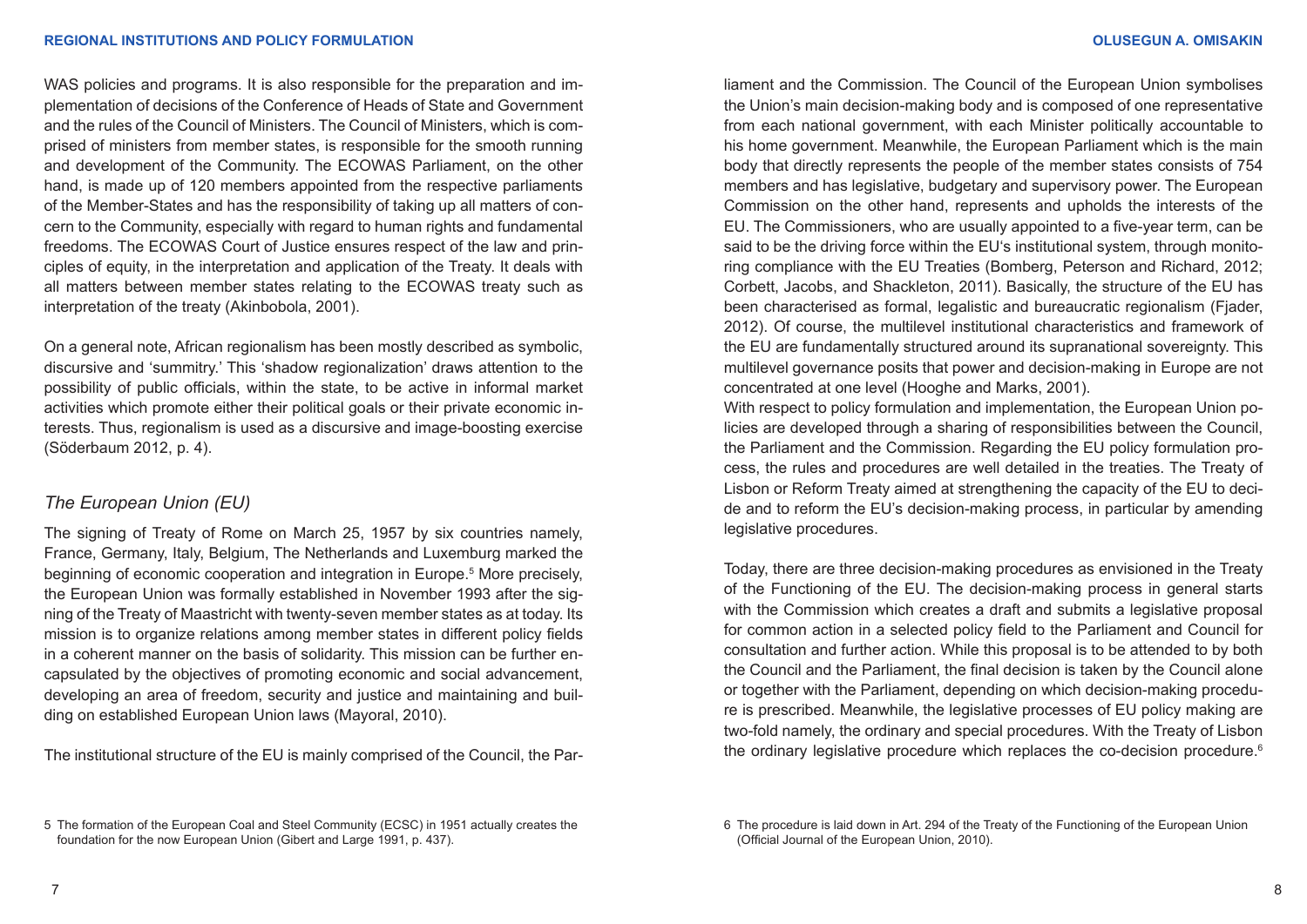WAS policies and programs. It is also responsible for the preparation and implementation of decisions of the Conference of Heads of State and Government and the rules of the Council of Ministers. The Council of Ministers, which is comprised of ministers from member states, is responsible for the smooth running and development of the Community. The ECOWAS Parliament, on the other hand, is made up of 120 members appointed from the respective parliaments of the Member-States and has the responsibility of taking up all matters of concern to the Community, especially with regard to human rights and fundamental freedoms. The ECOWAS Court of Justice ensures respect of the law and principles of equity, in the interpretation and application of the Treaty. It deals with all matters between member states relating to the ECOWAS treaty such as interpretation of the treaty (Akinbobola, 2001).

On a general note, African regionalism has been mostly described as symbolic, discursive and 'summitry.' This 'shadow regionalization' draws attention to the possibility of public officials, within the state, to be active in informal market activities which promote either their political goals or their private economic interests. Thus, regionalism is used as a discursive and image-boosting exercise (Söderbaum 2012, p. 4).

## *The European Union (EU)*

The signing of Treaty of Rome on March 25, 1957 by six countries namely, France, Germany, Italy, Belgium, The Netherlands and Luxemburg marked the beginning of economic cooperation and integration in Europe.[5] More precisely, the European Union was formally established in November 1993 after the signing of the Treaty of Maastricht with twenty-seven member states as at today. Its mission is to organize relations among member states in different policy fields in a coherent manner on the basis of solidarity. This mission can be further encapsulated by the objectives of promoting economic and social advancement, developing an area of freedom, security and justice and maintaining and building on established European Union laws (Mayoral, 2010).

The institutional structure of the EU is mainly comprised of the Council, the Parliament and the Commission. The Council of the European Union symbolises the Union's main decision-making body and is composed of one representative from each national government, with each Minister politically accountable to his home government. Meanwhile, the European Parliament which is the main body that directly represents the people of the member states consists of 754 members and has legislative, budgetary and supervisory power. The European Commission on the other hand, represents and upholds the interests of the EU. The Commissioners, who are usually appointed to a five-year term, can be said to be the driving force within the EU's institutional system, through monitoring compliance with the EU Treaties (Bomberg, Peterson and Richard, 2012; Corbett, Jacobs, and Shackleton, 2011). Basically, the structure of the EU has been characterised as formal, legalistic and bureaucratic regionalism (Fjader, 2012). Of course, the multilevel institutional characteristics and framework of the EU are fundamentally structured around its supranational sovereignty. This multilevel governance posits that power and decision-making in Europe are not concentrated at one level (Hooghe and Marks, 2001).

With respect to policy formulation and implementation, the European Union policies are developed through a sharing of responsibilities between the Council, the Parliament and the Commission. Regarding the EU policy formulation process, the rules and procedures are well detailed in the treaties. The Treaty of Lisbon or Reform Treaty aimed at strengthening the capacity of the EU to decide and to reform the EU's decision-making process, in particular by amending legislative procedures.

Today, there are three decision-making procedures as envisioned in the Treaty of the Functioning of the EU. The decision-making process in general starts with the Commission which creates a draft and submits a legislative proposal for common action in a selected policy field to the Parliament and Council for consultation and further action. While this proposal is to be attended to by both the Council and the Parliament, the final decision is taken by the Council alone or together with the Parliament, depending on which decision-making procedure is prescribed. Meanwhile, the legislative processes of EU policy making are two-fold namely, the ordinary and special procedures. With the Treaty of Lisbon the ordinary legislative procedure which replaces the co-decision procedure.[6]

---

5 The formation of the European Coal and Steel Community (ECSC) in 1951 actually creates the foundation for the now European Union (Gibert and Large 1991, p. 437).

6 The procedure is laid down in Art. 294 of the Treaty of the Functioning of the European Union (Official Journal of the European Union, 2010).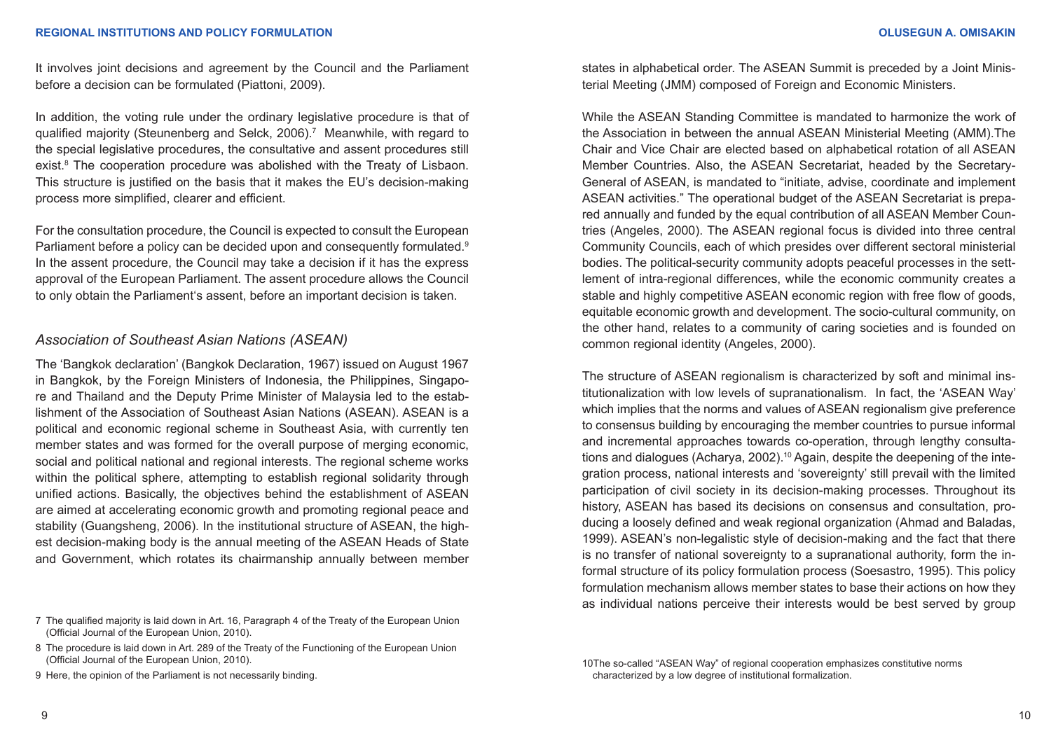It involves joint decisions and agreement by the Council and the Parliament before a decision can be formulated (Piattoni, 2009).

In addition, the voting rule under the ordinary legislative procedure is that of qualified majority (Steunenberg and Selck, 2006).[7] Meanwhile, with regard to the special legislative procedures, the consultative and assent procedures still exist.[8] The cooperation procedure was abolished with the Treaty of Lisbaon. This structure is justified on the basis that it makes the EU's decision-making process more simplified, clearer and efficient.

For the consultation procedure, the Council is expected to consult the European Parliament before a policy can be decided upon and consequently formulated.[9] In the assent procedure, the Council may take a decision if it has the express approval of the European Parliament. The assent procedure allows the Council to only obtain the Parliament's assent, before an important decision is taken.

### *Association of Southeast Asian Nations (ASEAN)*

The 'Bangkok declaration' (Bangkok Declaration, 1967) issued on August 1967 in Bangkok, by the Foreign Ministers of Indonesia, the Philippines, Singapore and Thailand and the Deputy Prime Minister of Malaysia led to the establishment of the Association of Southeast Asian Nations (ASEAN). ASEAN is a political and economic regional scheme in Southeast Asia, with currently ten member states and was formed for the overall purpose of merging economic, social and political national and regional interests. The regional scheme works within the political sphere, attempting to establish regional solidarity through unified actions. Basically, the objectives behind the establishment of ASEAN are aimed at accelerating economic growth and promoting regional peace and stability (Guangsheng, 2006). In the institutional structure of ASEAN, the highest decision-making body is the annual meeting of the ASEAN Heads of State and Government, which rotates its chairmanship annually between member states in alphabetical order. The ASEAN Summit is preceded by a Joint Ministerial Meeting (JMM) composed of Foreign and Economic Ministers.

While the ASEAN Standing Committee is mandated to harmonize the work of the Association in between the annual ASEAN Ministerial Meeting (AMM).The Chair and Vice Chair are elected based on alphabetical rotation of all ASEAN Member Countries. Also, the ASEAN Secretariat, headed by the Secretary-General of ASEAN, is mandated to "initiate, advise, coordinate and implement ASEAN activities." The operational budget of the ASEAN Secretariat is prepared annually and funded by the equal contribution of all ASEAN Member Countries (Angeles, 2000). The ASEAN regional focus is divided into three central Community Councils, each of which presides over different sectoral ministerial bodies. The political-security community adopts peaceful processes in the settlement of intra-regional differences, while the economic community creates a stable and highly competitive ASEAN economic region with free flow of goods, equitable economic growth and development. The socio-cultural community, on the other hand, relates to a community of caring societies and is founded on common regional identity (Angeles, 2000).

The structure of ASEAN regionalism is characterized by soft and minimal institutionalization with low levels of supranationalism. In fact, the 'ASEAN Way' which implies that the norms and values of ASEAN regionalism give preference to consensus building by encouraging the member countries to pursue informal and incremental approaches towards co-operation, through lengthy consultations and dialogues (Acharya, 2002).[10] Again, despite the deepening of the integration process, national interests and 'sovereignty' still prevail with the limited participation of civil society in its decision-making processes. Throughout its history, ASEAN has based its decisions on consensus and consultation, producing a loosely defined and weak regional organization (Ahmad and Baladas, 1999). ASEAN's non-legalistic style of decision-making and the fact that there is no transfer of national sovereignty to a supranational authority, form the informal structure of its policy formulation process (Soesastro, 1995). This policy formulation mechanism allows member states to base their actions on how they as individual nations perceive their interests would be best served by group

---

[7] The qualified majority is laid down in Art. 16, Paragraph 4 of the Treaty of the European Union (Official Journal of the European Union, 2010).

[8] The procedure is laid down in Art. 289 of the Treaty of the Functioning of the European Union (Official Journal of the European Union, 2010).

[9] Here, the opinion of the Parliament is not necessarily binding.

[10] The so-called "ASEAN Way" of regional cooperation emphasizes constitutive norms characterized by a low degree of institutional formalization.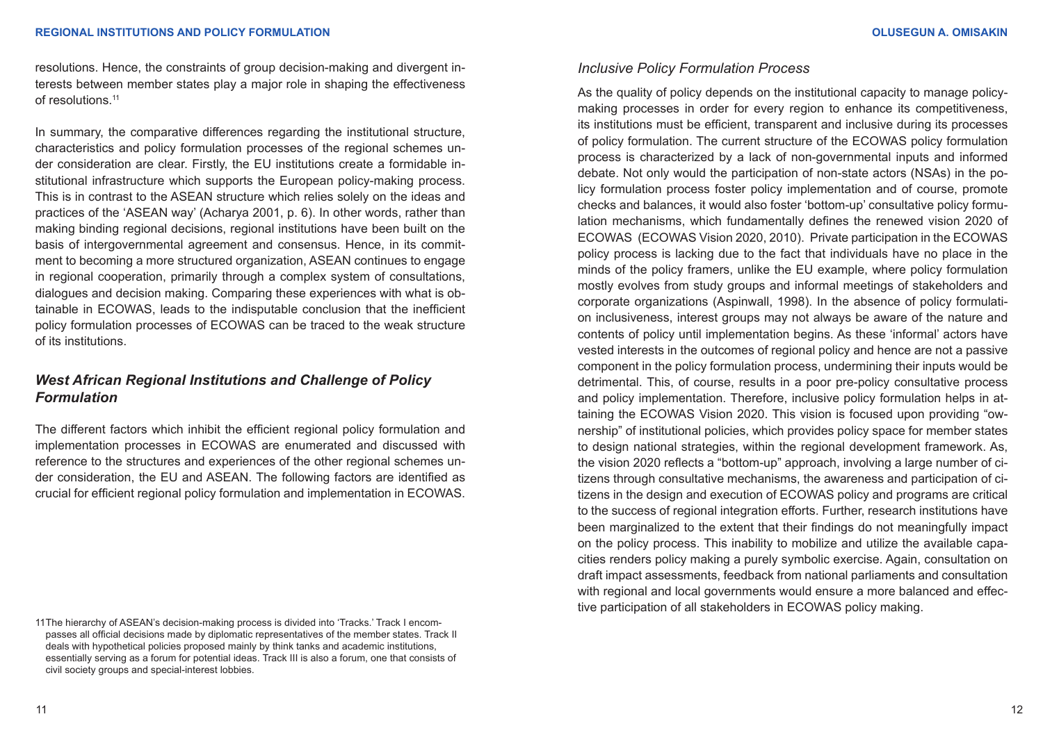resolutions. Hence, the constraints of group decision-making and divergent interests between member states play a major role in shaping the effectiveness of resolutions.[11]

In summary, the comparative differences regarding the institutional structure, characteristics and policy formulation processes of the regional schemes under consideration are clear. Firstly, the EU institutions create a formidable institutional infrastructure which supports the European policy-making process. This is in contrast to the ASEAN structure which relies solely on the ideas and practices of the 'ASEAN way' (Acharya 2001, p. 6). In other words, rather than making binding regional decisions, regional institutions have been built on the basis of intergovernmental agreement and consensus. Hence, in its commitment to becoming a more structured organization, ASEAN continues to engage in regional cooperation, primarily through a complex system of consultations, dialogues and decision making. Comparing these experiences with what is obtainable in ECOWAS, leads to the indisputable conclusion that the inefficient policy formulation processes of ECOWAS can be traced to the weak structure of its institutions.

## *West African Regional Institutions and Challenge of Policy Formulation*

The different factors which inhibit the efficient regional policy formulation and implementation processes in ECOWAS are enumerated and discussed with reference to the structures and experiences of the other regional schemes under consideration, the EU and ASEAN. The following factors are identified as crucial for efficient regional policy formulation and implementation in ECOWAS.

### *Inclusive Policy Formulation Process*

As the quality of policy depends on the institutional capacity to manage policy-making processes in order for every region to enhance its competitiveness, its institutions must be efficient, transparent and inclusive during its processes of policy formulation. The current structure of the ECOWAS policy formulation process is characterized by a lack of non-governmental inputs and informed debate. Not only would the participation of non-state actors (NSAs) in the policy formulation process foster policy implementation and of course, promote checks and balances, it would also foster 'bottom-up' consultative policy formulation mechanisms, which fundamentally defines the renewed vision 2020 of ECOWAS (ECOWAS Vision 2020, 2010). Private participation in the ECOWAS policy process is lacking due to the fact that individuals have no place in the minds of the policy framers, unlike the EU example, where policy formulation mostly evolves from study groups and informal meetings of stakeholders and corporate organizations (Aspinwall, 1998). In the absence of policy formulation inclusiveness, interest groups may not always be aware of the nature and contents of policy until implementation begins. As these 'informal' actors have vested interests in the outcomes of regional policy and hence are not a passive component in the policy formulation process, undermining their inputs would be detrimental. This, of course, results in a poor pre-policy consultative process and policy implementation. Therefore, inclusive policy formulation helps in attaining the ECOWAS Vision 2020. This vision is focused upon providing "ownership" of institutional policies, which provides policy space for member states to design national strategies, within the regional development framework. As, the vision 2020 reflects a "bottom-up" approach, involving a large number of citizens through consultative mechanisms, the awareness and participation of citizens in the design and execution of ECOWAS policy and programs are critical to the success of regional integration efforts. Further, research institutions have been marginalized to the extent that their findings do not meaningfully impact on the policy process. This inability to mobilize and utilize the available capacities renders policy making a purely symbolic exercise. Again, consultation on draft impact assessments, feedback from national parliaments and consultation with regional and local governments would ensure a more balanced and effective participation of all stakeholders in ECOWAS policy making.

[11] The hierarchy of ASEAN's decision-making process is divided into 'Tracks.' Track I encompasses all official decisions made by diplomatic representatives of the member states. Track II deals with hypothetical policies proposed mainly by think tanks and academic institutions, essentially serving as a forum for potential ideas. Track III is also a forum, one that consists of civil society groups and special-interest lobbies.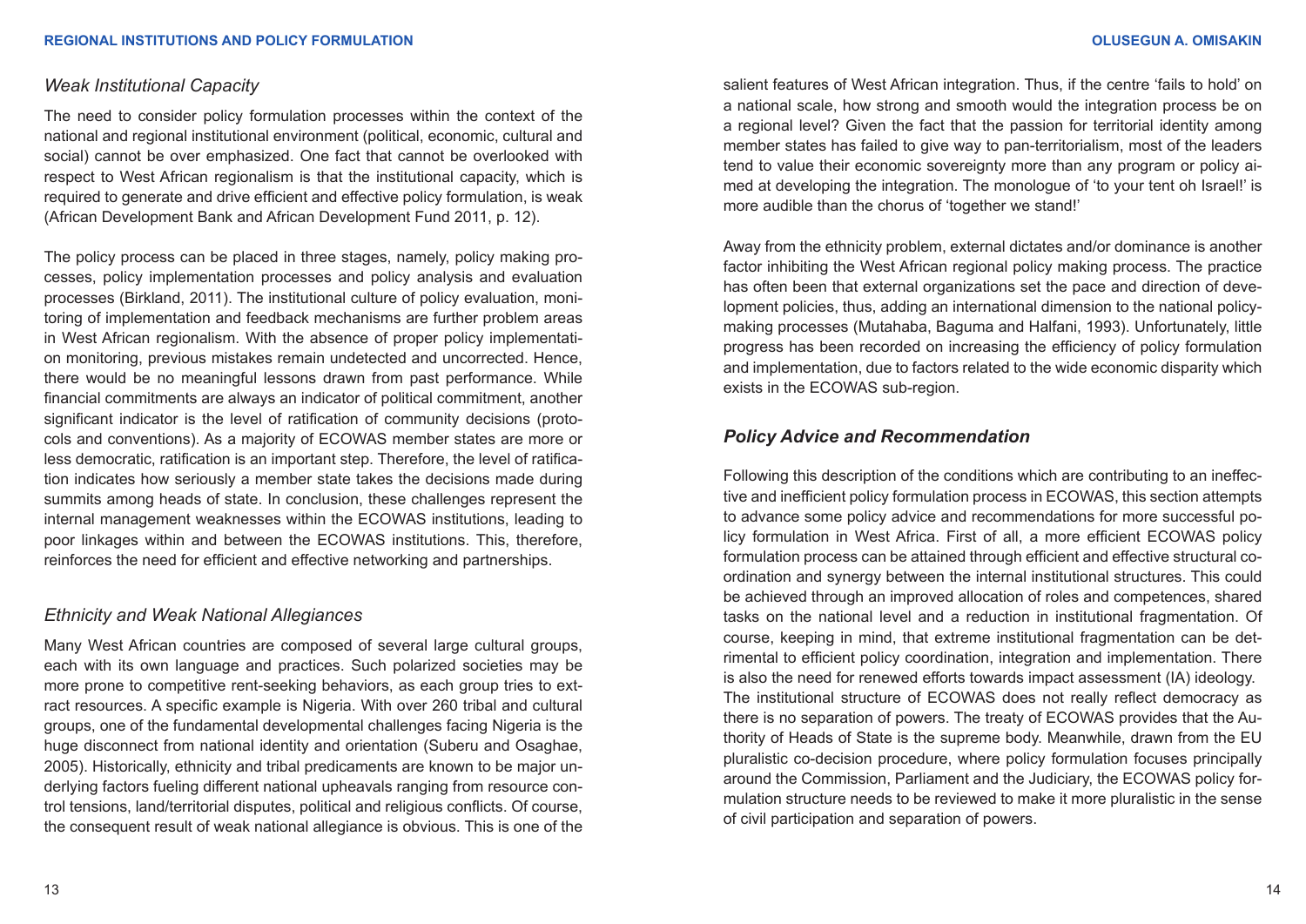### *Weak Institutional Capacity*

The need to consider policy formulation processes within the context of the national and regional institutional environment (political, economic, cultural and social) cannot be over emphasized. One fact that cannot be overlooked with respect to West African regionalism is that the institutional capacity, which is required to generate and drive efficient and effective policy formulation, is weak (African Development Bank and African Development Fund 2011, p. 12).

The policy process can be placed in three stages, namely, policy making processes, policy implementation processes and policy analysis and evaluation processes (Birkland, 2011). The institutional culture of policy evaluation, monitoring of implementation and feedback mechanisms are further problem areas in West African regionalism. With the absence of proper policy implementation monitoring, previous mistakes remain undetected and uncorrected. Hence, there would be no meaningful lessons drawn from past performance. While financial commitments are always an indicator of political commitment, another significant indicator is the level of ratification of community decisions (protocols and conventions). As a majority of ECOWAS member states are more or less democratic, ratification is an important step. Therefore, the level of ratification indicates how seriously a member state takes the decisions made during summits among heads of state. In conclusion, these challenges represent the internal management weaknesses within the ECOWAS institutions, leading to poor linkages within and between the ECOWAS institutions. This, therefore, reinforces the need for efficient and effective networking and partnerships.

### *Ethnicity and Weak National Allegiances*

Many West African countries are composed of several large cultural groups, each with its own language and practices. Such polarized societies may be more prone to competitive rent-seeking behaviors, as each group tries to extract resources. A specific example is Nigeria. With over 260 tribal and cultural groups, one of the fundamental developmental challenges facing Nigeria is the huge disconnect from national identity and orientation (Suberu and Osaghae, 2005). Historically, ethnicity and tribal predicaments are known to be major underlying factors fueling different national upheavals ranging from resource control tensions, land/territorial disputes, political and religious conflicts. Of course, the consequent result of weak national allegiance is obvious. This is one of the salient features of West African integration. Thus, if the centre 'fails to hold' on a national scale, how strong and smooth would the integration process be on a regional level? Given the fact that the passion for territorial identity among member states has failed to give way to pan-territorialism, most of the leaders tend to value their economic sovereignty more than any program or policy aimed at developing the integration. The monologue of 'to your tent oh Israel!' is more audible than the chorus of 'together we stand!'

Away from the ethnicity problem, external dictates and/or dominance is another factor inhibiting the West African regional policy making process. The practice has often been that external organizations set the pace and direction of development policies, thus, adding an international dimension to the national policy-making processes (Mutahaba, Baguma and Halfani, 1993). Unfortunately, little progress has been recorded on increasing the efficiency of policy formulation and implementation, due to factors related to the wide economic disparity which exists in the ECOWAS sub-region.

## ***Policy Advice and Recommendation***

Following this description of the conditions which are contributing to an ineffective and inefficient policy formulation process in ECOWAS, this section attempts to advance some policy advice and recommendations for more successful policy formulation in West Africa. First of all, a more efficient ECOWAS policy formulation process can be attained through efficient and effective structural coordination and synergy between the internal institutional structures. This could be achieved through an improved allocation of roles and competences, shared tasks on the national level and a reduction in institutional fragmentation. Of course, keeping in mind, that extreme institutional fragmentation can be detrimental to efficient policy coordination, integration and implementation. There is also the need for renewed efforts towards impact assessment (IA) ideology.

The institutional structure of ECOWAS does not really reflect democracy as there is no separation of powers. The treaty of ECOWAS provides that the Authority of Heads of State is the supreme body. Meanwhile, drawn from the EU pluralistic co-decision procedure, where policy formulation focuses principally around the Commission, Parliament and the Judiciary, the ECOWAS policy formulation structure needs to be reviewed to make it more pluralistic in the sense of civil participation and separation of powers.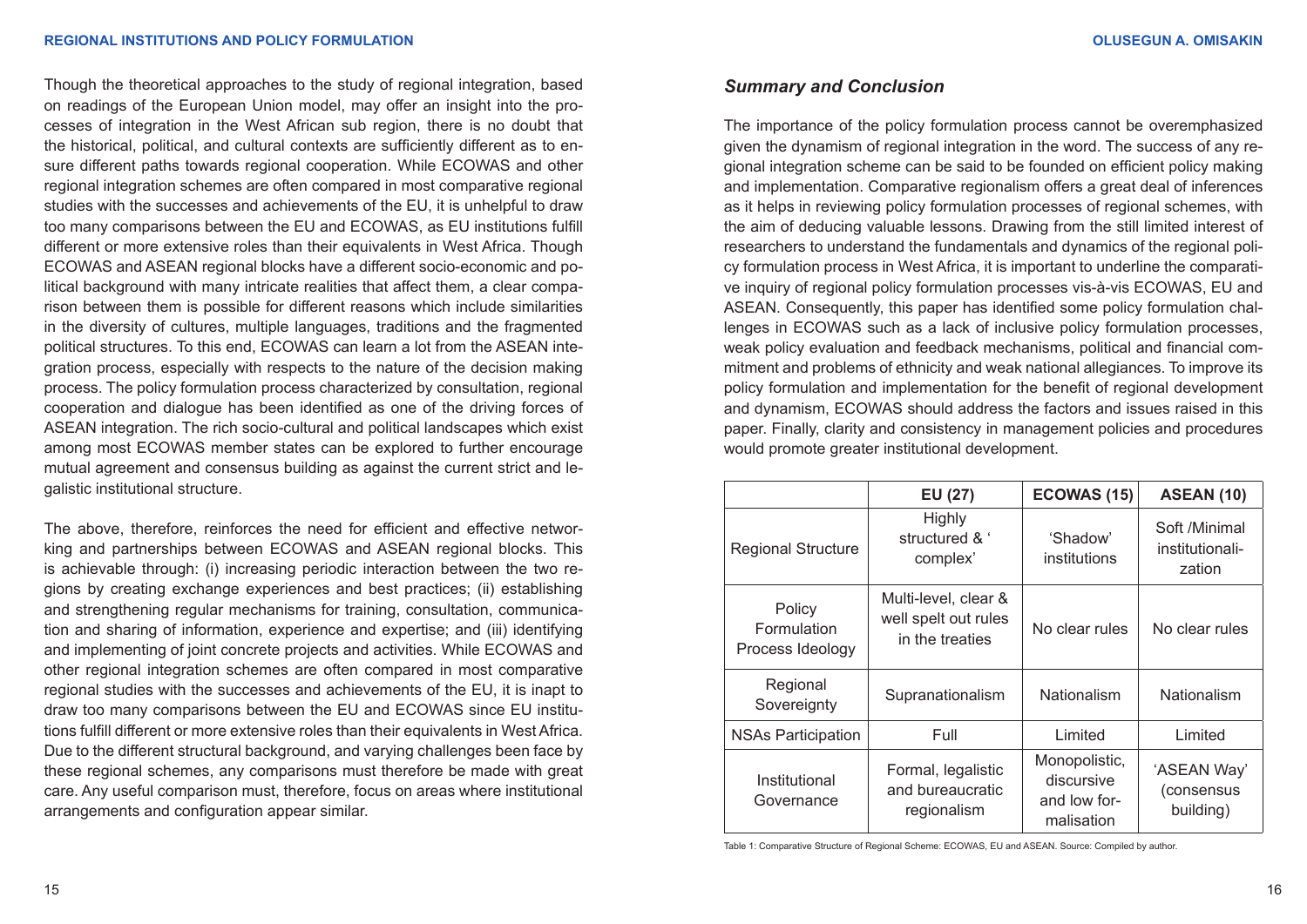Though the theoretical approaches to the study of regional integration, based on readings of the European Union model, may offer an insight into the processes of integration in the West African sub region, there is no doubt that the historical, political, and cultural contexts are sufficiently different as to ensure different paths towards regional cooperation. While ECOWAS and other regional integration schemes are often compared in most comparative regional studies with the successes and achievements of the EU, it is unhelpful to draw too many comparisons between the EU and ECOWAS, as EU institutions fulfill different or more extensive roles than their equivalents in West Africa. Though ECOWAS and ASEAN regional blocks have a different socio-economic and political background with many intricate realities that affect them, a clear comparison between them is possible for different reasons which include similarities in the diversity of cultures, multiple languages, traditions and the fragmented political structures. To this end, ECOWAS can learn a lot from the ASEAN integration process, especially with respects to the nature of the decision making process. The policy formulation process characterized by consultation, regional cooperation and dialogue has been identified as one of the driving forces of ASEAN integration. The rich socio-cultural and political landscapes which exist among most ECOWAS member states can be explored to further encourage mutual agreement and consensus building as against the current strict and legalistic institutional structure.

The above, therefore, reinforces the need for efficient and effective networking and partnerships between ECOWAS and ASEAN regional blocks. This is achievable through: (i) increasing periodic interaction between the two regions by creating exchange experiences and best practices; (ii) establishing and strengthening regular mechanisms for training, consultation, communication and sharing of information, experience and expertise; and (iii) identifying and implementing of joint concrete projects and activities. While ECOWAS and other regional integration schemes are often compared in most comparative regional studies with the successes and achievements of the EU, it is inapt to draw too many comparisons between the EU and ECOWAS since EU institutions fulfill different or more extensive roles than their equivalents in West Africa. Due to the different structural background, and varying challenges been face by these regional schemes, any comparisons must therefore be made with great care. Any useful comparison must, therefore, focus on areas where institutional arrangements and configuration appear similar.

## *Summary and Conclusion*

The importance of the policy formulation process cannot be overemphasized given the dynamism of regional integration in the word. The success of any regional integration scheme can be said to be founded on efficient policy making and implementation. Comparative regionalism offers a great deal of inferences as it helps in reviewing policy formulation processes of regional schemes, with the aim of deducing valuable lessons. Drawing from the still limited interest of researchers to understand the fundamentals and dynamics of the regional policy formulation process in West Africa, it is important to underline the comparative inquiry of regional policy formulation processes vis-à-vis ECOWAS, EU and ASEAN. Consequently, this paper has identified some policy formulation challenges in ECOWAS such as a lack of inclusive policy formulation processes, weak policy evaluation and feedback mechanisms, political and financial commitment and problems of ethnicity and weak national allegiances. To improve its policy formulation and implementation for the benefit of regional development and dynamism, ECOWAS should address the factors and issues raised in this paper. Finally, clarity and consistency in management policies and procedures would promote greater institutional development.

| | EU (27) | ECOWAS (15) | ASEAN (10) |
|---|---|---|---|
| Regional Structure | Highly structured & ' complex' | 'Shadow' institutions | Soft /Minimal institutionalization |
| Policy Formulation Process Ideology | Multi-level, clear & well spelt out rules in the treaties | No clear rules | No clear rules |
| Regional Sovereignty | Supranationalism | Nationalism | Nationalism |
| NSAs Participation | Full | Limited | Limited |
| Institutional Governance | Formal, legalistic and bureaucratic regionalism | Monopolistic, discursive and low formalisation | 'ASEAN Way' (consensus building) |

Table 1: Comparative Structure of Regional Scheme: ECOWAS, EU and ASEAN. Source: Compiled by author.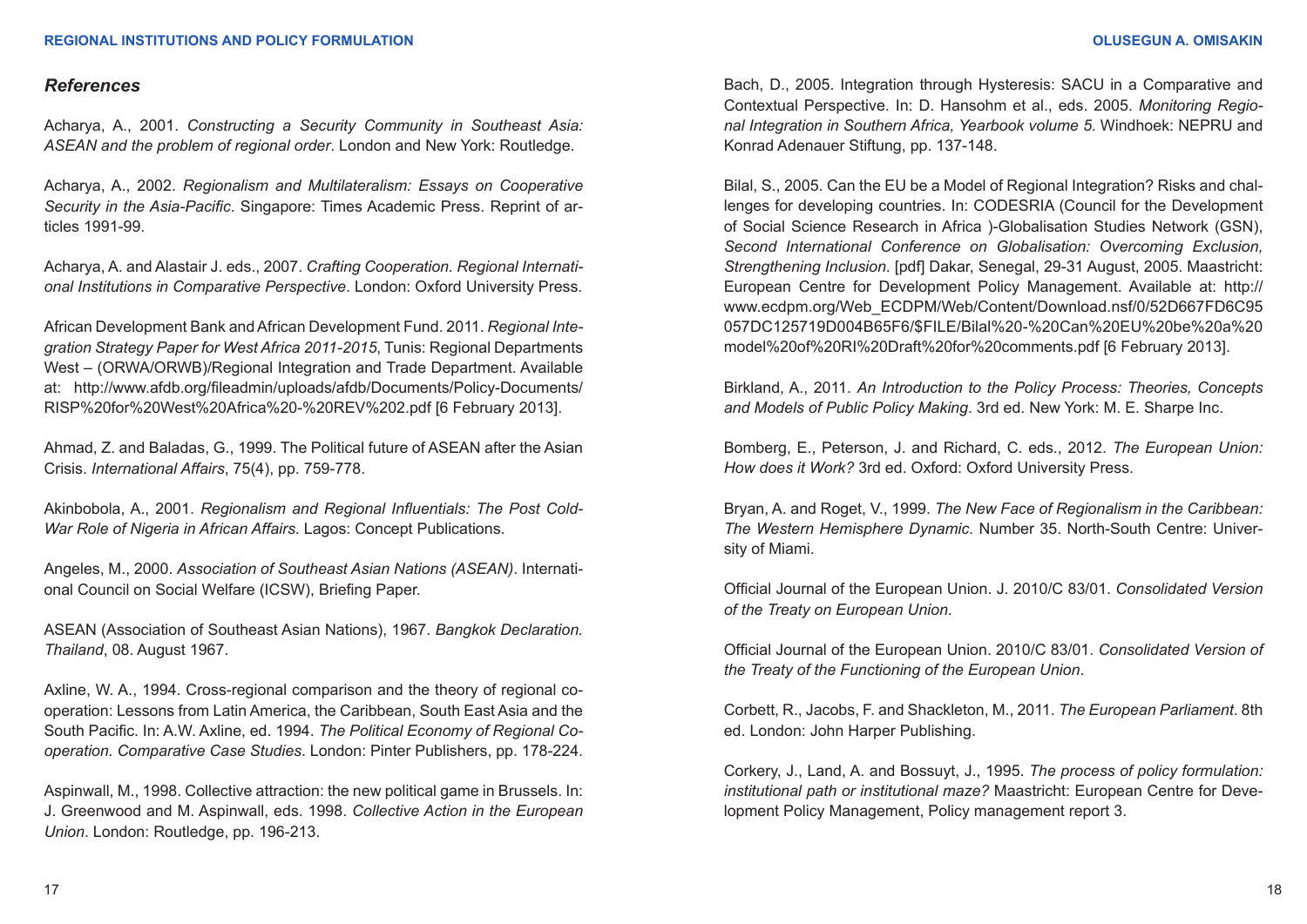## *References*

Acharya, A., 2001. *Constructing a Security Community in Southeast Asia: ASEAN and the problem of regional order*. London and New York: Routledge.

Acharya, A., 2002. *Regionalism and Multilateralism: Essays on Cooperative Security in the Asia-Pacific*. Singapore: Times Academic Press. Reprint of articles 1991-99.

Acharya, A. and Alastair J. eds., 2007. *Crafting Cooperation. Regional International Institutions in Comparative Perspective*. London: Oxford University Press.

African Development Bank and African Development Fund. 2011. *Regional Integration Strategy Paper for West Africa 2011-2015*, Tunis: Regional Departments West – (ORWA/ORWB)/Regional Integration and Trade Department. Available at: http://www.afdb.org/fileadmin/uploads/afdb/Documents/Policy-Documents/RISP%20for%20West%20Africa%20-%20REV%202.pdf [6 February 2013].

Ahmad, Z. and Baladas, G., 1999. The Political future of ASEAN after the Asian Crisis. *International Affairs*, 75(4), pp. 759-778.

Akinbobola, A., 2001. *Regionalism and Regional Influentials: The Post Cold-War Role of Nigeria in African Affairs*. Lagos: Concept Publications.

Angeles, M., 2000. *Association of Southeast Asian Nations (ASEAN)*. International Council on Social Welfare (ICSW), Briefing Paper.

ASEAN (Association of Southeast Asian Nations), 1967. *Bangkok Declaration. Thailand*, 08. August 1967.

Axline, W. A., 1994. Cross-regional comparison and the theory of regional cooperation: Lessons from Latin America, the Caribbean, South East Asia and the South Pacific. In: A.W. Axline, ed. 1994. *The Political Economy of Regional Cooperation. Comparative Case Studies*. London: Pinter Publishers, pp. 178-224.

Aspinwall, M., 1998. Collective attraction: the new political game in Brussels. In: J. Greenwood and M. Aspinwall, eds. 1998. *Collective Action in the European Union*. London: Routledge, pp. 196-213.

Bach, D., 2005. Integration through Hysteresis: SACU in a Comparative and Contextual Perspective. In: D. Hansohm et al., eds. 2005. *Monitoring Regional Integration in Southern Africa, Yearbook volume 5*. Windhoek: NEPRU and Konrad Adenauer Stiftung, pp. 137-148.

Bilal, S., 2005. Can the EU be a Model of Regional Integration? Risks and challenges for developing countries. In: CODESRIA (Council for the Development of Social Science Research in Africa )-Globalisation Studies Network (GSN), *Second International Conference on Globalisation: Overcoming Exclusion, Strengthening Inclusion*. [pdf] Dakar, Senegal, 29-31 August, 2005. Maastricht: European Centre for Development Policy Management. Available at: http://www.ecdpm.org/Web_ECDPM/Web/Content/Download.nsf/0/52D667FD6C95057DC125719D004B65F6/$FILE/Bilal%20-%20Can%20EU%20be%20a%20model%20of%20RI%20Draft%20for%20comments.pdf [6 February 2013].

Birkland, A., 2011. *An Introduction to the Policy Process: Theories, Concepts and Models of Public Policy Making*. 3rd ed. New York: M. E. Sharpe Inc.

Bomberg, E., Peterson, J. and Richard, C. eds., 2012. *The European Union: How does it Work?* 3rd ed. Oxford: Oxford University Press.

Bryan, A. and Roget, V., 1999. *The New Face of Regionalism in the Caribbean: The Western Hemisphere Dynamic*. Number 35. North-South Centre: University of Miami.

Official Journal of the European Union. J. 2010/C 83/01. *Consolidated Version of the Treaty on European Union.*

Official Journal of the European Union. 2010/C 83/01. *Consolidated Version of the Treaty of the Functioning of the European Union*.

Corbett, R., Jacobs, F. and Shackleton, M., 2011. *The European Parliament*. 8th ed. London: John Harper Publishing.

Corkery, J., Land, A. and Bossuyt, J., 1995. *The process of policy formulation: institutional path or institutional maze?* Maastricht: European Centre for Development Policy Management, Policy management report 3.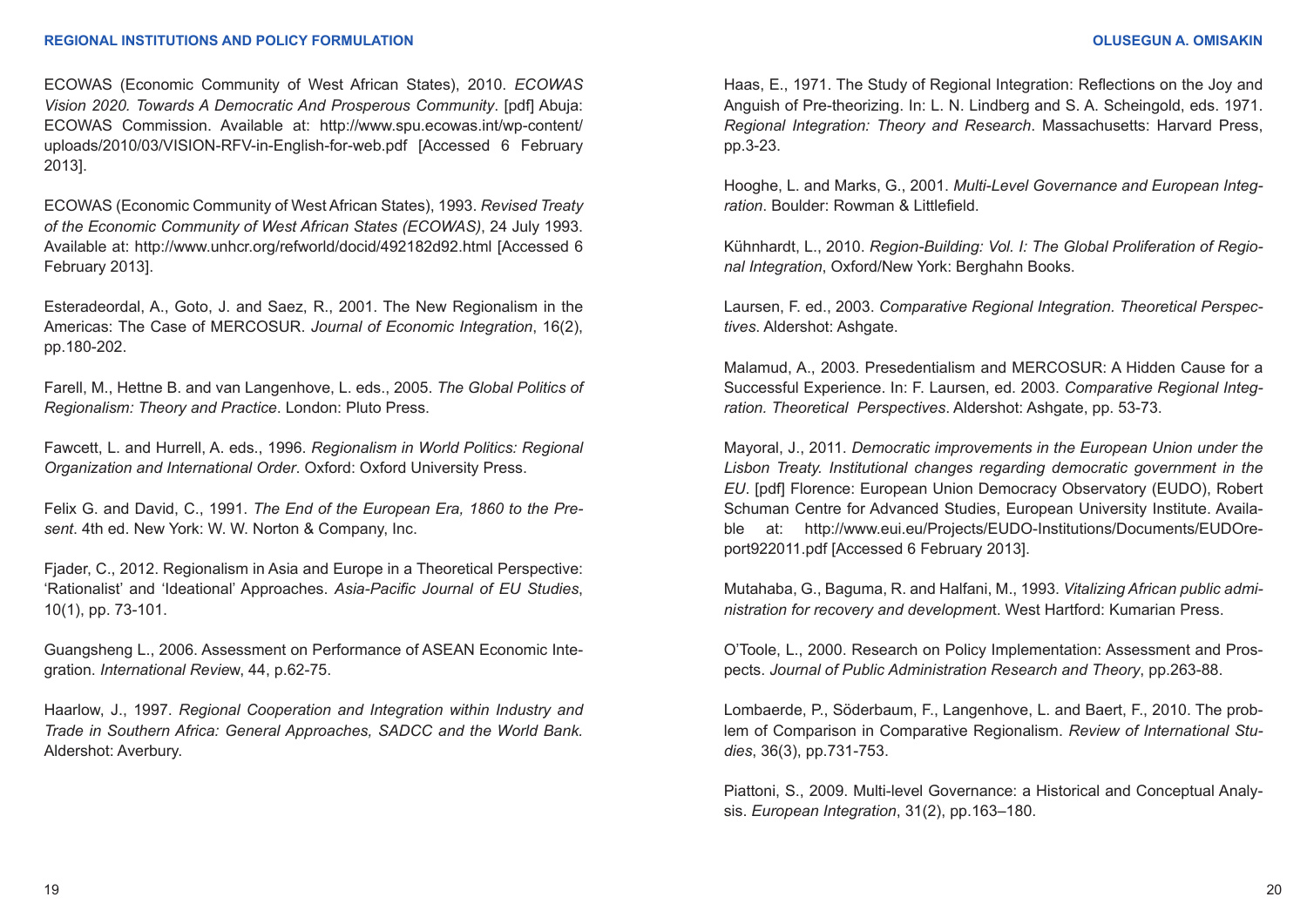ECOWAS (Economic Community of West African States), 2010. *ECOWAS Vision 2020. Towards A Democratic And Prosperous Community*. [pdf] Abuja: ECOWAS Commission. Available at: http://www.spu.ecowas.int/wp-content/uploads/2010/03/VISION-RFV-in-English-for-web.pdf [Accessed 6 February 2013].

ECOWAS (Economic Community of West African States), 1993. *Revised Treaty of the Economic Community of West African States (ECOWAS)*, 24 July 1993. Available at: http://www.unhcr.org/refworld/docid/492182d92.html [Accessed 6 February 2013].

Esteradeordal, A., Goto, J. and Saez, R., 2001. The New Regionalism in the Americas: The Case of MERCOSUR. *Journal of Economic Integration*, 16(2), pp.180-202.

Farell, M., Hettne B. and van Langenhove, L. eds., 2005. *The Global Politics of Regionalism: Theory and Practice*. London: Pluto Press.

Fawcett, L. and Hurrell, A. eds., 1996. *Regionalism in World Politics: Regional Organization and International Order*. Oxford: Oxford University Press.

Felix G. and David, C., 1991. *The End of the European Era, 1860 to the Present*. 4th ed. New York: W. W. Norton & Company, Inc.

Fjader, C., 2012. Regionalism in Asia and Europe in a Theoretical Perspective: 'Rationalist' and 'Ideational' Approaches. *Asia-Pacific Journal of EU Studies*, 10(1), pp. 73-101.

Guangsheng L., 2006. Assessment on Performance of ASEAN Economic Integration. *International Review*, 44, p.62-75.

Haarlow, J., 1997. *Regional Cooperation and Integration within Industry and Trade in Southern Africa: General Approaches, SADCC and the World Bank.* Aldershot: Averbury.

Haas, E., 1971. The Study of Regional Integration: Reflections on the Joy and Anguish of Pre-theorizing. In: L. N. Lindberg and S. A. Scheingold, eds. 1971. *Regional Integration: Theory and Research*. Massachusetts: Harvard Press, pp.3-23.

Hooghe, L. and Marks, G., 2001. *Multi-Level Governance and European Integration*. Boulder: Rowman & Littlefield.

Kühnhardt, L., 2010. *Region-Building: Vol. I: The Global Proliferation of Regional Integration*, Oxford/New York: Berghahn Books.

Laursen, F. ed., 2003. *Comparative Regional Integration. Theoretical Perspectives*. Aldershot: Ashgate.

Malamud, A., 2003. Presedentialism and MERCOSUR: A Hidden Cause for a Successful Experience. In: F. Laursen, ed. 2003. *Comparative Regional Integration. Theoretical Perspectives*. Aldershot: Ashgate, pp. 53-73.

Mayoral, J., 2011. *Democratic improvements in the European Union under the Lisbon Treaty. Institutional changes regarding democratic government in the EU*. [pdf] Florence: European Union Democracy Observatory (EUDO), Robert Schuman Centre for Advanced Studies, European University Institute. Available at: http://www.eui.eu/Projects/EUDO-Institutions/Documents/EUDOreport922011.pdf [Accessed 6 February 2013].

Mutahaba, G., Baguma, R. and Halfani, M., 1993. *Vitalizing African public administration for recovery and development*. West Hartford: Kumarian Press.

O'Toole, L., 2000. Research on Policy Implementation: Assessment and Prospects. *Journal of Public Administration Research and Theory*, pp.263-88.

Lombaerde, P., Söderbaum, F., Langenhove, L. and Baert, F., 2010. The problem of Comparison in Comparative Regionalism. *Review of International Studies*, 36(3), pp.731-753.

Piattoni, S., 2009. Multi-level Governance: a Historical and Conceptual Analysis. *European Integration*, 31(2), pp.163–180.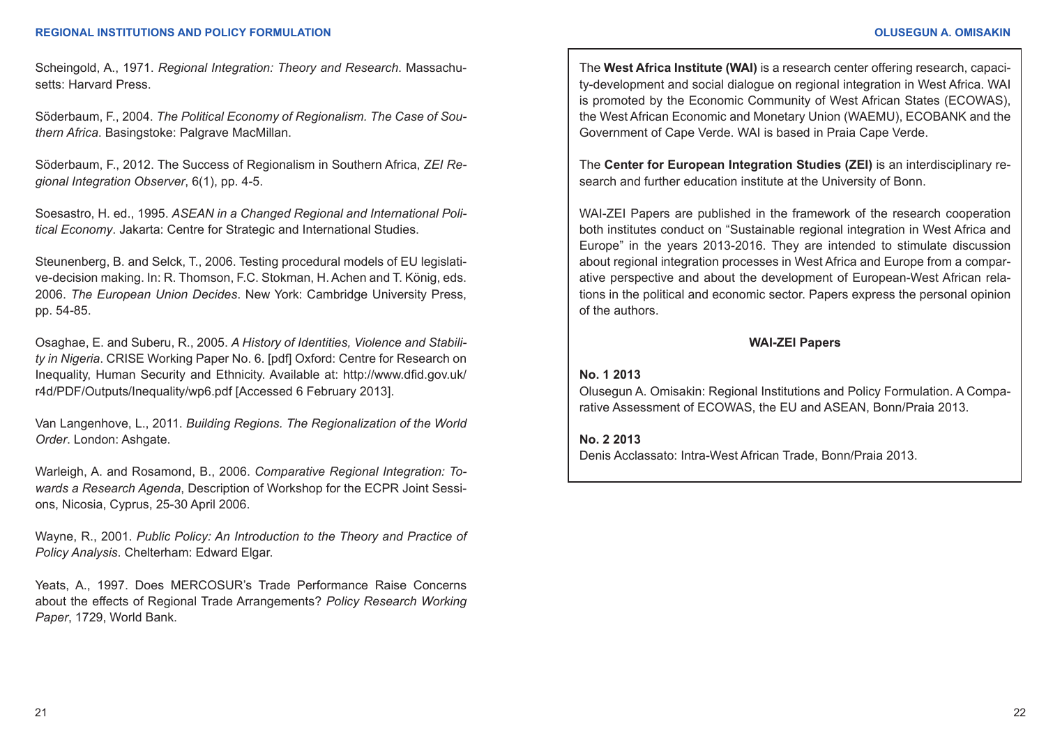Scheingold, A., 1971. *Regional Integration: Theory and Research*. Massachusetts: Harvard Press.

Söderbaum, F., 2004. *The Political Economy of Regionalism. The Case of Southern Africa*. Basingstoke: Palgrave MacMillan.

Söderbaum, F., 2012. The Success of Regionalism in Southern Africa, *ZEI Regional Integration Observer*, 6(1), pp. 4-5.

Soesastro, H. ed., 1995. *ASEAN in a Changed Regional and International Political Economy*. Jakarta: Centre for Strategic and International Studies.

Steunenberg, B. and Selck, T., 2006. Testing procedural models of EU legislative-decision making. In: R. Thomson, F.C. Stokman, H. Achen and T. König, eds. 2006. *The European Union Decides*. New York: Cambridge University Press, pp. 54-85.

Osaghae, E. and Suberu, R., 2005. *A History of Identities, Violence and Stability in Nigeria*. CRISE Working Paper No. 6. [pdf] Oxford: Centre for Research on Inequality, Human Security and Ethnicity. Available at: http://www.dfid.gov.uk/r4d/PDF/Outputs/Inequality/wp6.pdf [Accessed 6 February 2013].

Van Langenhove, L., 2011. *Building Regions. The Regionalization of the World Order*. London: Ashgate.

Warleigh, A. and Rosamond, B., 2006. *Comparative Regional Integration: Towards a Research Agenda*, Description of Workshop for the ECPR Joint Sessions, Nicosia, Cyprus, 25-30 April 2006.

Wayne, R., 2001. *Public Policy: An Introduction to the Theory and Practice of Policy Analysis*. Chelterham: Edward Elgar.

Yeats, A., 1997. Does MERCOSUR's Trade Performance Raise Concerns about the effects of Regional Trade Arrangements? *Policy Research Working Paper*, 1729, World Bank.

The **West Africa Institute (WAI)** is a research center offering research, capacity-development and social dialogue on regional integration in West Africa. WAI is promoted by the Economic Community of West African States (ECOWAS), the West African Economic and Monetary Union (WAEMU), ECOBANK and the Government of Cape Verde. WAI is based in Praia Cape Verde.

The **Center for European Integration Studies (ZEI)** is an interdisciplinary research and further education institute at the University of Bonn.

WAI-ZEI Papers are published in the framework of the research cooperation both institutes conduct on "Sustainable regional integration in West Africa and Europe" in the years 2013-2016. They are intended to stimulate discussion about regional integration processes in West Africa and Europe from a comparative perspective and about the development of European-West African relations in the political and economic sector. Papers express the personal opinion of the authors.

**WAI-ZEI Papers**

**No. 1 2013**
Olusegun A. Omisakin: Regional Institutions and Policy Formulation. A Comparative Assessment of ECOWAS, the EU and ASEAN, Bonn/Praia 2013.

**No. 2 2013**
Denis Acclassato: Intra-West African Trade, Bonn/Praia 2013.